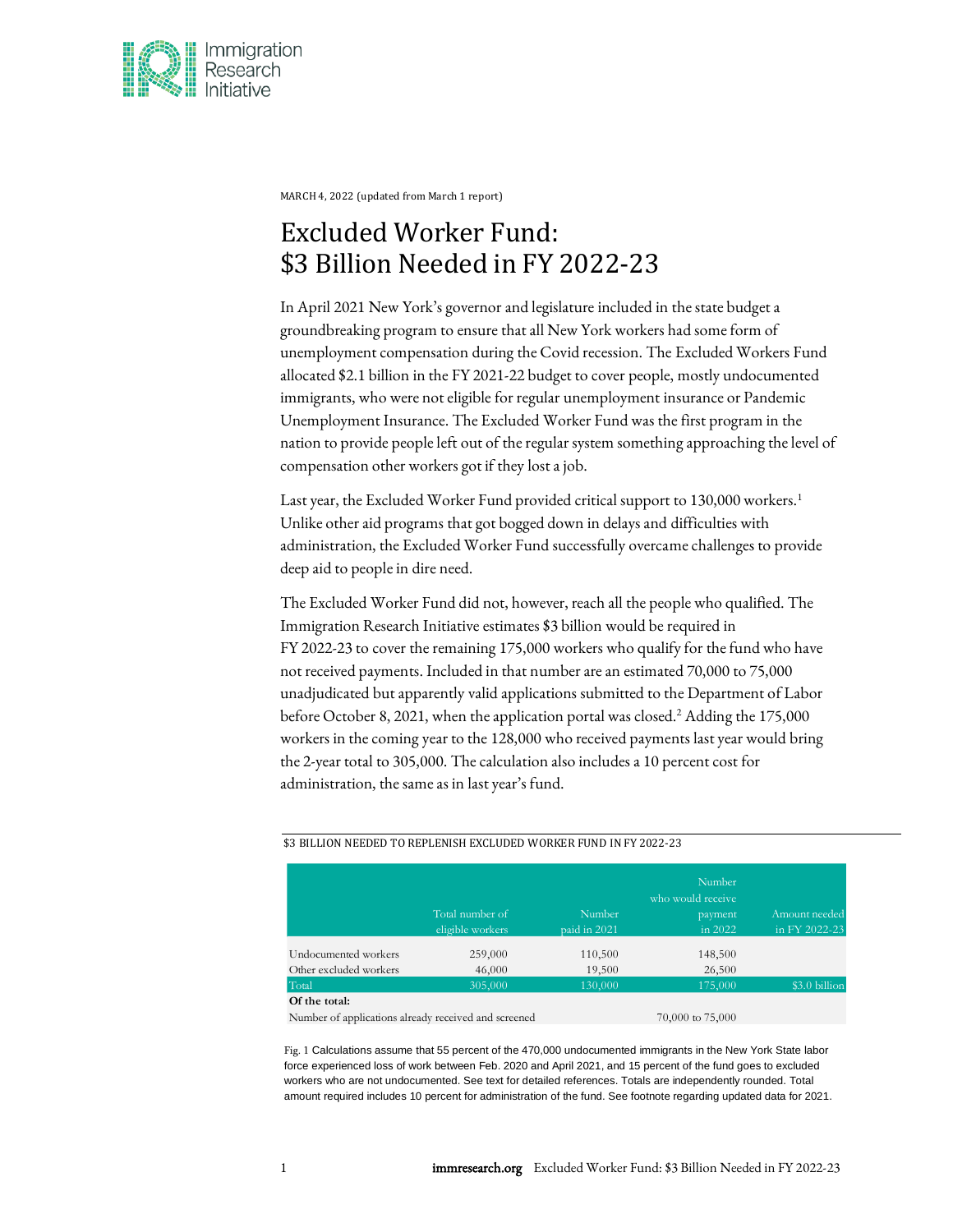MARCH 4, 2022 (updated from March 1 report)

# Excluded Worker Fund: $3 Billion Needed in FY 2022-23

In April 2021 New York's governor and legislature included in the state budget a groundbreaking program to ensure that all New York workers had some form of unemployment compensation during the Covid recession. The Excluded Workers Fund allocated $2.1 billion in the FY 2021-22 budget to cover people, mostly undocumented immigrants, who were not eligible for regular unemployment insurance or Pandemic Unemployment Insurance. The Excluded Worker Fund was the first program in the nation to provide people left out of the regular system something approaching the level of compensation other workers got if they lost a job.

Last year, the Excluded Worker Fund provided critical support to 130,000 workers.[1] Unlike other aid programs that got bogged down in delays and difficulties with administration, the Excluded Worker Fund successfully overcame challenges to provide deep aid to people in dire need.

The Excluded Worker Fund did not, however, reach all the people who qualified. The Immigration Research Initiative estimates $3 billion would be required in FY 2022-23 to cover the remaining 175,000 workers who qualify for the fund who have not received payments. Included in that number are an estimated 70,000 to 75,000 unadjudicated but apparently valid applications submitted to the Department of Labor before October 8, 2021, when the application portal was closed.[2] Adding the 175,000 workers in the coming year to the 128,000 who received payments last year would bring the 2-year total to 305,000. The calculation also includes a 10 percent cost for administration, the same as in last year's fund.

$3 BILLION NEEDED TO REPLENISH EXCLUDED WORKER FUND IN FY 2022-23

| | Total number of eligible workers | Number paid in 2021 | Number who would receive payment in 2022 | Amount needed in FY 2022-23 |
|---|---|---|---|---|
| Undocumented workers | 259,000 | 110,500 | 148,500 | |
| Other excluded workers | 46,000 | 19,500 | 26,500 | |
| Total | 305,000 | 130,000 | 175,000 | $3.0 billion |
| **Of the total:** | | | | |
| Number of applications already received and screened | | | 70,000 to 75,000 | |

Fig. 1 Calculations assume that 55 percent of the 470,000 undocumented immigrants in the New York State labor force experienced loss of work between Feb. 2020 and April 2021, and 15 percent of the fund goes to excluded workers who are not undocumented. See text for detailed references. Totals are independently rounded. Total amount required includes 10 percent for administration of the fund. See footnote regarding updated data for 2021.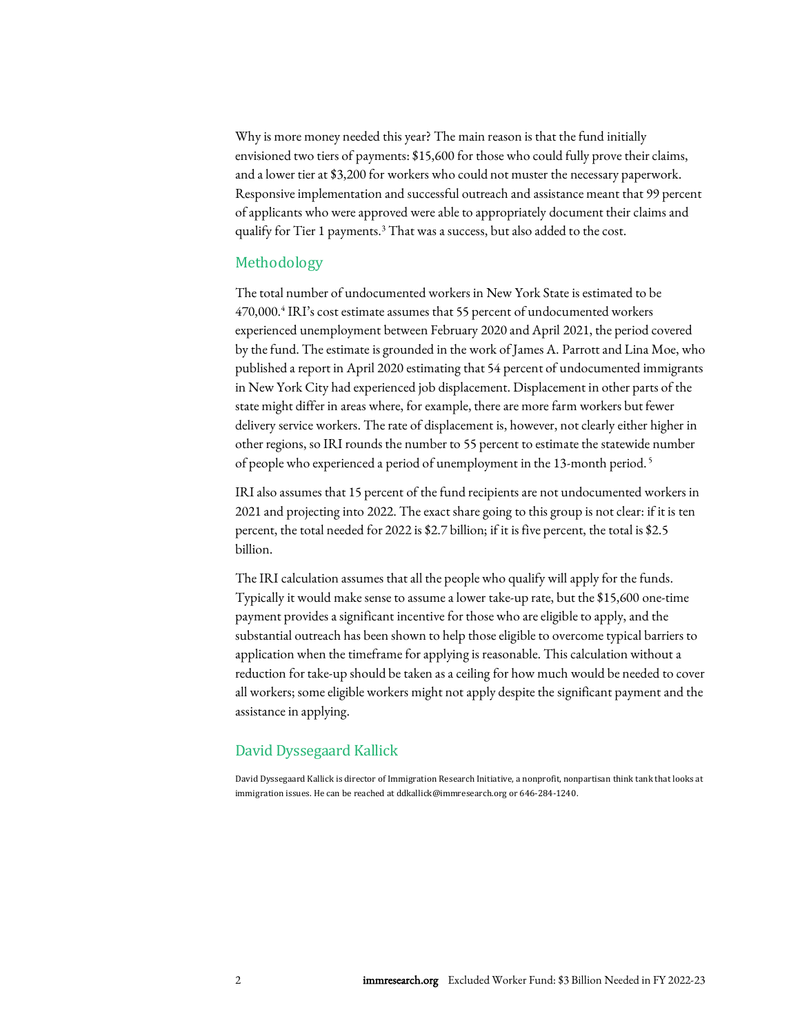Why is more money needed this year? The main reason is that the fund initially envisioned two tiers of payments: $15,600 for those who could fully prove their claims, and a lower tier at $3,200 for workers who could not muster the necessary paperwork. Responsive implementation and successful outreach and assistance meant that 99 percent of applicants who were approved were able to appropriately document their claims and qualify for Tier 1 payments.[3] That was a success, but also added to the cost.

## Methodology

The total number of undocumented workers in New York State is estimated to be 470,000.[4] IRI's cost estimate assumes that 55 percent of undocumented workers experienced unemployment between February 2020 and April 2021, the period covered by the fund. The estimate is grounded in the work of James A. Parrott and Lina Moe, who published a report in April 2020 estimating that 54 percent of undocumented immigrants in New York City had experienced job displacement. Displacement in other parts of the state might differ in areas where, for example, there are more farm workers but fewer delivery service workers. The rate of displacement is, however, not clearly either higher in other regions, so IRI rounds the number to 55 percent to estimate the statewide number of people who experienced a period of unemployment in the 13-month period.[5]

IRI also assumes that 15 percent of the fund recipients are not undocumented workers in 2021 and projecting into 2022. The exact share going to this group is not clear: if it is ten percent, the total needed for 2022 is $2.7 billion; if it is five percent, the total is $2.5 billion.

The IRI calculation assumes that all the people who qualify will apply for the funds. Typically it would make sense to assume a lower take-up rate, but the $15,600 one-time payment provides a significant incentive for those who are eligible to apply, and the substantial outreach has been shown to help those eligible to overcome typical barriers to application when the timeframe for applying is reasonable. This calculation without a reduction for take-up should be taken as a ceiling for how much would be needed to cover all workers; some eligible workers might not apply despite the significant payment and the assistance in applying.

## David Dyssegaard Kallick

David Dyssegaard Kallick is director of Immigration Research Initiative, a nonprofit, nonpartisan think tank that looks at immigration issues. He can be reached at ddkallick@immresearch.org or 646-284-1240.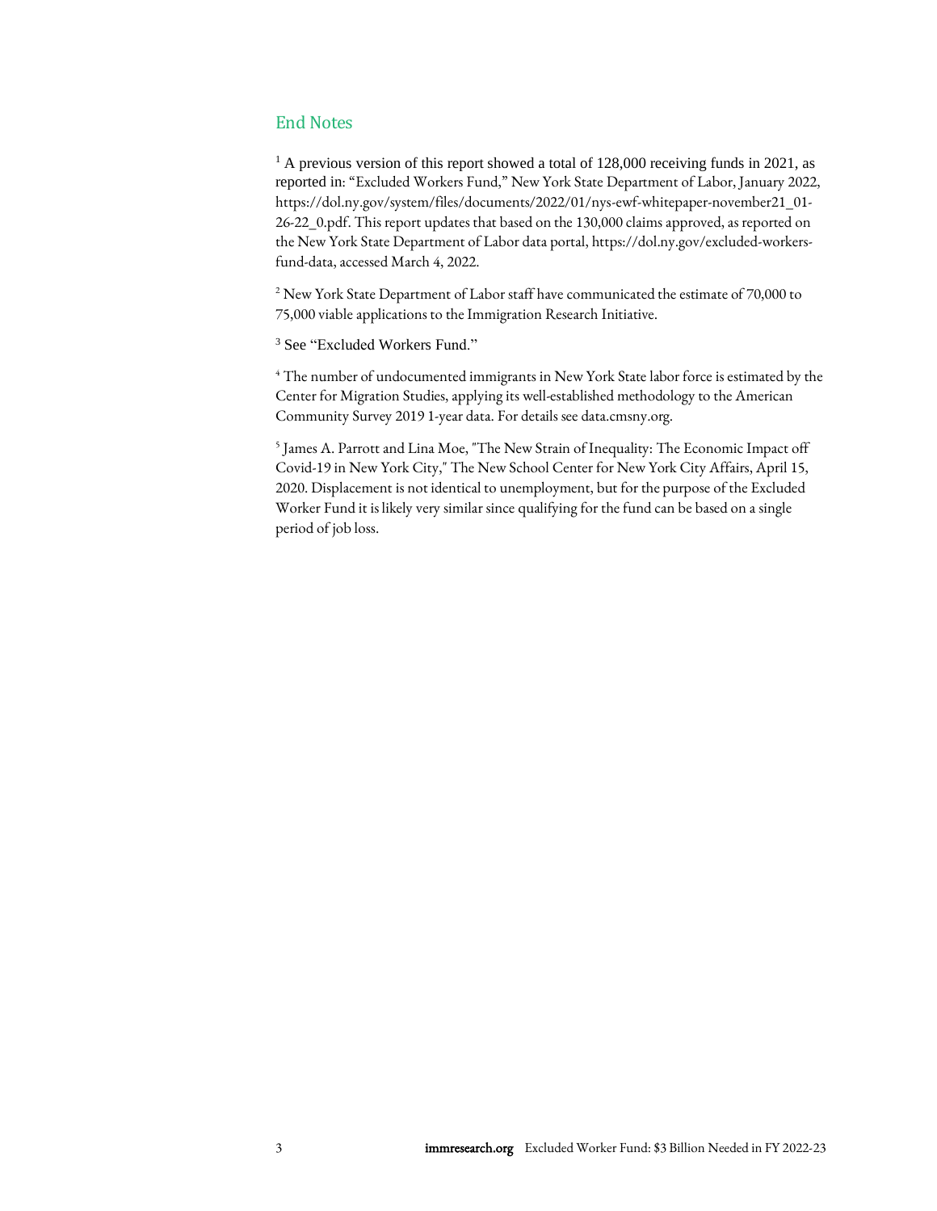## End Notes

[1] A previous version of this report showed a total of 128,000 receiving funds in 2021, as reported in: "Excluded Workers Fund," New York State Department of Labor, January 2022, https://dol.ny.gov/system/files/documents/2022/01/nys-ewf-whitepaper-november21_01-26-22_0.pdf. This report updates that based on the 130,000 claims approved, as reported on the New York State Department of Labor data portal, https://dol.ny.gov/excluded-workers-fund-data, accessed March 4, 2022.

[2] New York State Department of Labor staff have communicated the estimate of 70,000 to 75,000 viable applications to the Immigration Research Initiative.

[3] See "Excluded Workers Fund."

[4] The number of undocumented immigrants in New York State labor force is estimated by the Center for Migration Studies, applying its well-established methodology to the American Community Survey 2019 1-year data. For details see data.cmsny.org.

[5] James A. Parrott and Lina Moe, "The New Strain of Inequality: The Economic Impact off Covid-19 in New York City," The New School Center for New York City Affairs, April 15, 2020. Displacement is not identical to unemployment, but for the purpose of the Excluded Worker Fund it is likely very similar since qualifying for the fund can be based on a single period of job loss.